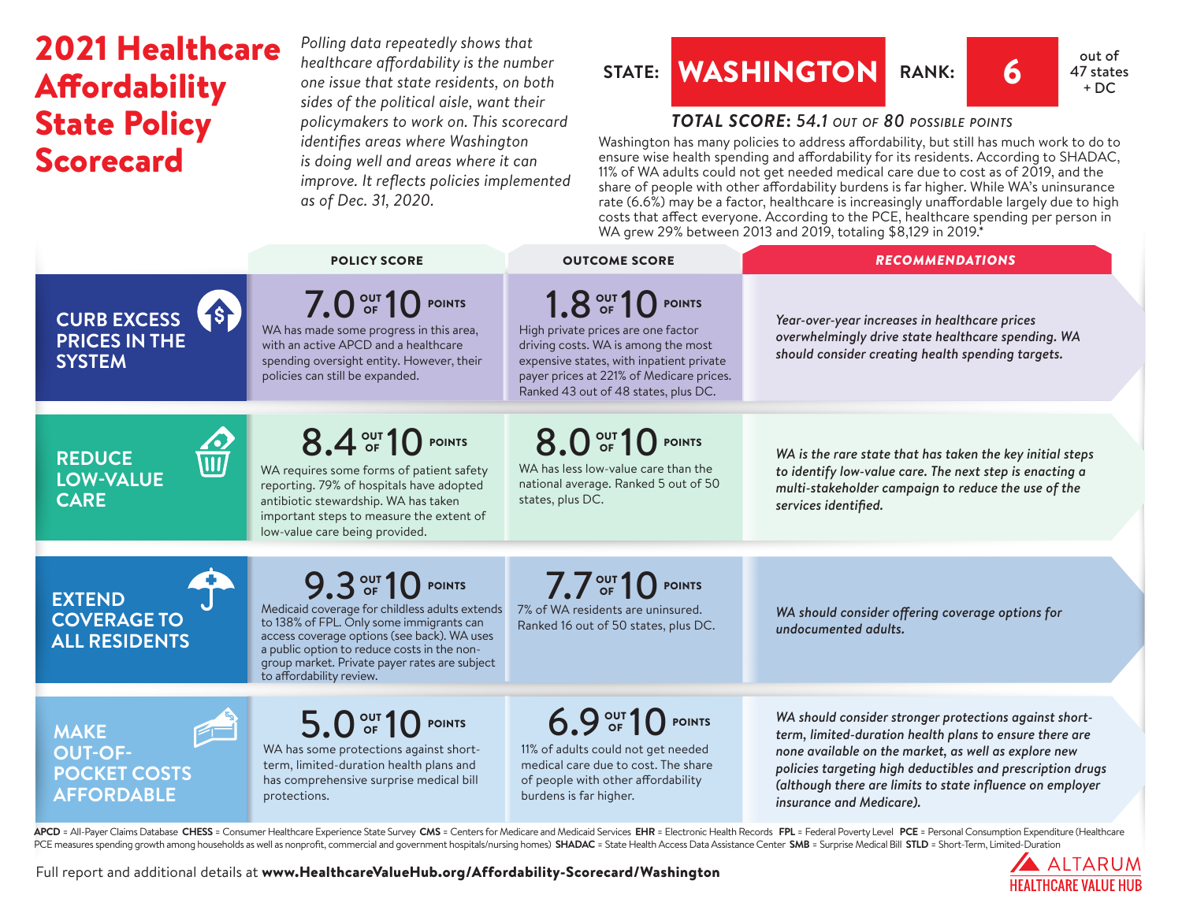# 2021 Healthcare Affordability State Policy Scorecard

*Polling data repeatedly shows that healthcare affordability is the number one issue that state residents, on both sides of the political aisle, want their policymakers to work on. This scorecard identifies areas where Washington is doing well and areas where it can improve. It reflects policies implemented as of Dec. 31, 2020.*

**STATE: WASHINGTON** **RANK: 6** out of 47 states + DC

***TOTAL SCORE*: 54.1 OUT OF 80 POSSIBLE POINTS**

Washington has many policies to address affordability, but still has much work to do to ensure wise health spending and affordability for its residents. According to SHADAC, 11% of WA adults could not get needed medical care due to cost as of 2019, and the share of people with other affordability burdens is far higher. While WA's uninsurance rate (6.6%) may be a factor, healthcare is increasingly unaffordable largely due to high costs that affect everyone. According to the PCE, healthcare spending per person in WA grew 29% between 2013 and 2019, totaling $8,129 in 2019.*

| | POLICY SCORE | OUTCOME SCORE | RECOMMENDATIONS |
|---|---|---|---|
| **CURB EXCESS PRICES IN THE SYSTEM** | **7.0 OUT OF 10 POINTS** WA has made some progress in this area, with an active APCD and a healthcare spending oversight entity. However, their policies can still be expanded. | **1.8 OUT OF 10 POINTS** High private prices are one factor driving costs. WA is among the most expensive states, with inpatient private payer prices at 221% of Medicare prices. Ranked 43 out of 48 states, plus DC. | *Year-over-year increases in healthcare prices overwhelmingly drive state healthcare spending. WA should consider creating health spending targets.* |
| **REDUCE LOW-VALUE CARE** | **8.4 OUT OF 10 POINTS** WA requires some forms of patient safety reporting. 79% of hospitals have adopted antibiotic stewardship. WA has taken important steps to measure the extent of low-value care being provided. | **8.0 OUT OF 10 POINTS** WA has less low-value care than the national average. Ranked 5 out of 50 states, plus DC. | *WA is the rare state that has taken the key initial steps to identify low-value care. The next step is enacting a multi-stakeholder campaign to reduce the use of the services identified.* |
| **EXTEND COVERAGE TO ALL RESIDENTS** | **9.3 OUT OF 10 POINTS** Medicaid coverage for childless adults extends to 138% of FPL. Only some immigrants can access coverage options (see back). WA uses a public option to reduce costs in the non-group market. Private payer rates are subject to affordability review. | **7.7 OUT OF 10 POINTS** 7% of WA residents are uninsured. Ranked 16 out of 50 states, plus DC. | *WA should consider offering coverage options for undocumented adults.* |
| **MAKE OUT-OF-POCKET COSTS AFFORDABLE** | **5.0 OUT OF 10 POINTS** WA has some protections against short-term, limited-duration health plans and has comprehensive surprise medical bill protections. | **6.9 OUT OF 10 POINTS** 11% of adults could not get needed medical care due to cost. The share of people with other affordability burdens is far higher. | *WA should consider stronger protections against short-term, limited-duration health plans to ensure there are none available on the market, as well as explore new policies targeting high deductibles and prescription drugs (although there are limits to state influence on employer insurance and Medicare).* |

**APCD** = All-Payer Claims Database **CHESS** = Consumer Healthcare Experience State Survey **CMS** = Centers for Medicare and Medicaid Services **EHR** = Electronic Health Records **FPL** = Federal Poverty Level **PCE** = Personal Consumption Expenditure (Healthcare PCE measures spending growth among households as well as nonprofit, commercial and government hospitals/nursing homes) **SHADAC** = State Health Access Data Assistance Center **SMB** = Surprise Medical Bill **STLD** = Short-Term, Limited-Duration

Full report and additional details at **www.HealthcareValueHub.org/Affordability-Scorecard/Washington**

ALTARUM HEALTHCARE VALUE HUB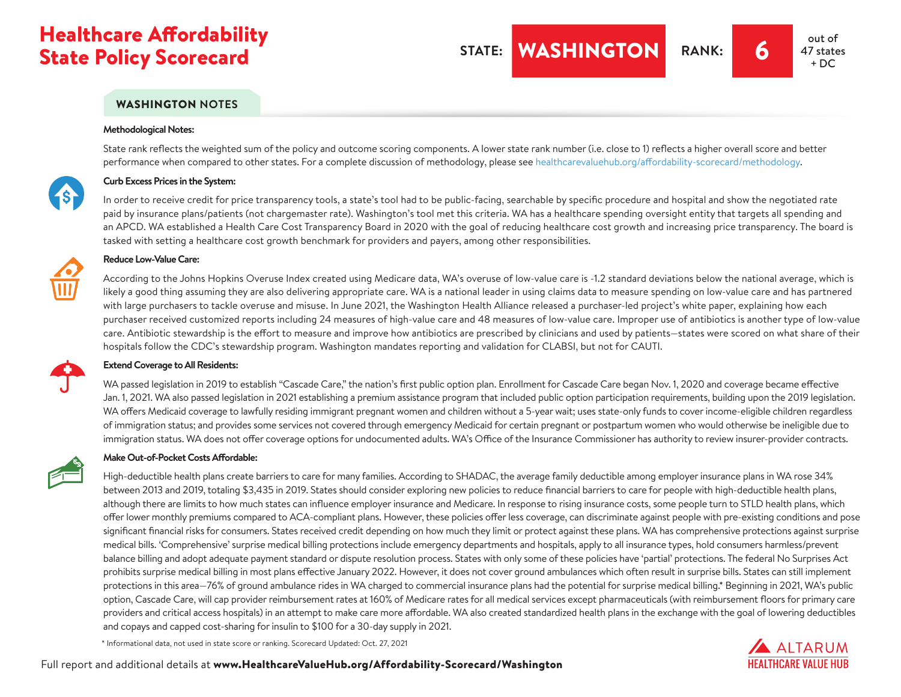# Healthcare Affordability State Policy Scorecard

**STATE: WASHINGTON** **RANK: 6** out of 47 states + DC

## WASHINGTON NOTES

**Methodological Notes:**

State rank reflects the weighted sum of the policy and outcome scoring components. A lower state rank number (i.e. close to 1) reflects a higher overall score and better performance when compared to other states. For a complete discussion of methodology, please see healthcarevaluehub.org/affordability-scorecard/methodology.

**Curb Excess Prices in the System:**

In order to receive credit for price transparency tools, a state's tool had to be public-facing, searchable by specific procedure and hospital and show the negotiated rate paid by insurance plans/patients (not chargemaster rate). Washington's tool met this criteria. WA has a healthcare spending oversight entity that targets all spending and an APCD. WA established a Health Care Cost Transparency Board in 2020 with the goal of reducing healthcare cost growth and increasing price transparency. The board is tasked with setting a healthcare cost growth benchmark for providers and payers, among other responsibilities.

**Reduce Low-Value Care:**

According to the Johns Hopkins Overuse Index created using Medicare data, WA's overuse of low-value care is -1.2 standard deviations below the national average, which is likely a good thing assuming they are also delivering appropriate care. WA is a national leader in using claims data to measure spending on low-value care and has partnered with large purchasers to tackle overuse and misuse. In June 2021, the Washington Health Alliance released a purchaser-led project's white paper, explaining how each purchaser received customized reports including 24 measures of high-value care and 48 measures of low-value care. Improper use of antibiotics is another type of low-value care. Antibiotic stewardship is the effort to measure and improve how antibiotics are prescribed by clinicians and used by patients—states were scored on what share of their hospitals follow the CDC's stewardship program. Washington mandates reporting and validation for CLABSI, but not for CAUTI.

**Extend Coverage to All Residents:**

WA passed legislation in 2019 to establish "Cascade Care," the nation's first public option plan. Enrollment for Cascade Care began Nov. 1, 2020 and coverage became effective Jan. 1, 2021. WA also passed legislation in 2021 establishing a premium assistance program that included public option participation requirements, building upon the 2019 legislation. WA offers Medicaid coverage to lawfully residing immigrant pregnant women and children without a 5-year wait; uses state-only funds to cover income-eligible children regardless of immigration status; and provides some services not covered through emergency Medicaid for certain pregnant or postpartum women who would otherwise be ineligible due to immigration status. WA does not offer coverage options for undocumented adults. WA's Office of the Insurance Commissioner has authority to review insurer-provider contracts.

**Make Out-of-Pocket Costs Affordable:**

High-deductible health plans create barriers to care for many families. According to SHADAC, the average family deductible among employer insurance plans in WA rose 34% between 2013 and 2019, totaling $3,435 in 2019. States should consider exploring new policies to reduce financial barriers to care for people with high-deductible health plans, although there are limits to how much states can influence employer insurance and Medicare. In response to rising insurance costs, some people turn to STLD health plans, which offer lower monthly premiums compared to ACA-compliant plans. However, these policies offer less coverage, can discriminate against people with pre-existing conditions and pose significant financial risks for consumers. States received credit depending on how much they limit or protect against these plans. WA has comprehensive protections against surprise medical bills. 'Comprehensive' surprise medical billing protections include emergency departments and hospitals, apply to all insurance types, hold consumers harmless/prevent balance billing and adopt adequate payment standard or dispute resolution process. States with only some of these policies have 'partial' protections. The federal No Surprises Act prohibits surprise medical billing in most plans effective January 2022. However, it does not cover ground ambulances which often result in surprise bills. States can still implement protections in this area—76% of ground ambulance rides in WA charged to commercial insurance plans had the potential for surprise medical billing.* Beginning in 2021, WA's public option, Cascade Care, will cap provider reimbursement rates at 160% of Medicare rates for all medical services except pharmaceuticals (with reimbursement floors for primary care providers and critical access hospitals) in an attempt to make care more affordable. WA also created standardized health plans in the exchange with the goal of lowering deductibles and copays and capped cost-sharing for insulin to $100 for a 30-day supply in 2021.

\* Informational data, not used in state score or ranking. Scorecard Updated: Oct. 27, 2021

Full report and additional details at **www.HealthcareValueHub.org/Affordability-Scorecard/Washington**

ALTARUM HEALTHCARE VALUE HUB